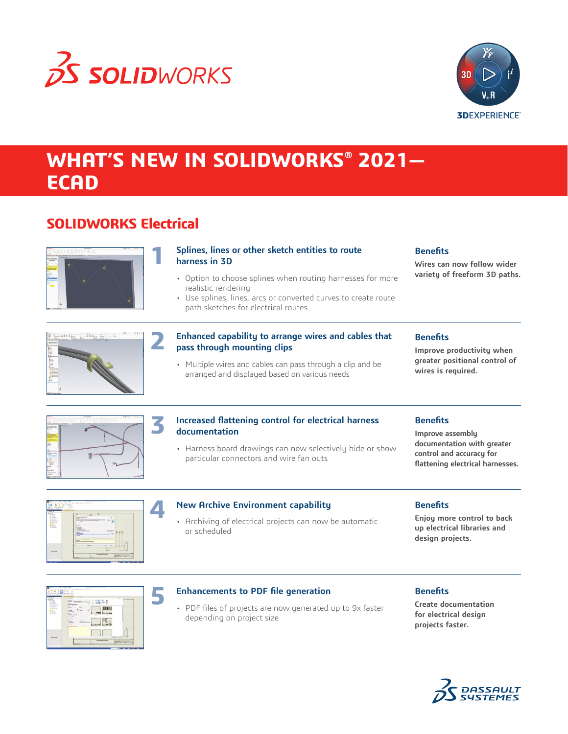# WHAT'S NEW IN SOLIDWORKS® 2021—ECAD

## SOLIDWORKS Electrical

### 1 Splines, lines or other sketch entities to route harness in 3D

- Option to choose splines when routing harnesses for more realistic rendering
- Use splines, lines, arcs or converted curves to create route path sketches for electrical routes

**Benefits**

**Wires can now follow wider variety of freeform 3D paths.**

### 2 Enhanced capability to arrange wires and cables that pass through mounting clips

- Multiple wires and cables can pass through a clip and be arranged and displayed based on various needs

**Benefits**

**Improve productivity when greater positional control of wires is required.**

### 3 Increased flattening control for electrical harness documentation

- Harness board drawings can now selectively hide or show particular connectors and wire fan outs

**Benefits**

**Improve assembly documentation with greater control and accuracy for flattening electrical harnesses.**

### 4 New Archive Environment capability

- Archiving of electrical projects can now be automatic or scheduled

**Benefits**

**Enjoy more control to back up electrical libraries and design projects.**

### 5 Enhancements to PDF file generation

- PDF files of projects are now generated up to 9x faster depending on project size

**Benefits**

**Create documentation for electrical design projects faster.**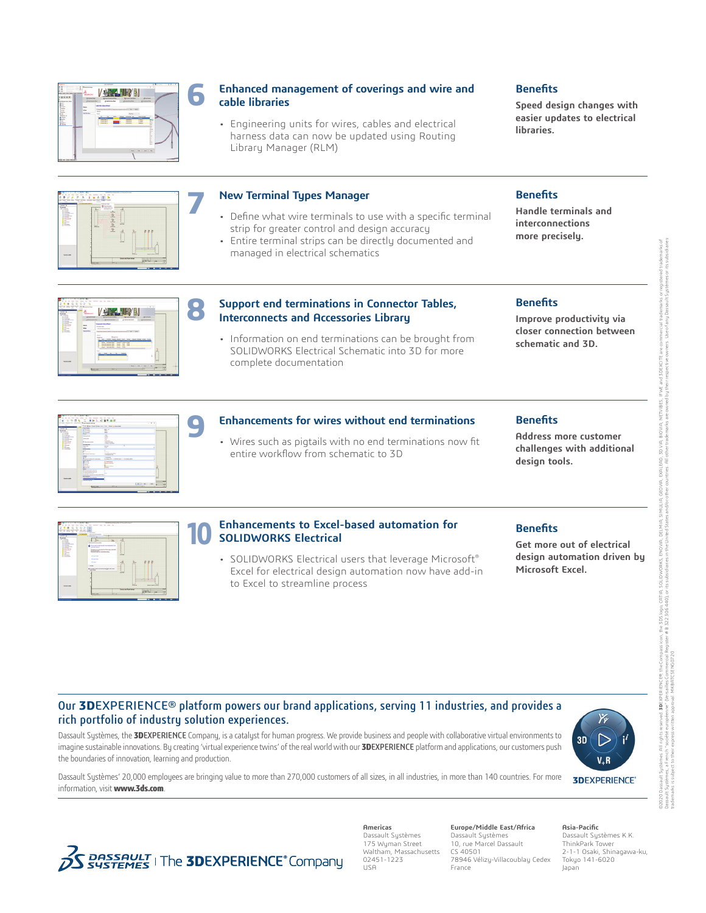## 6 Enhanced management of coverings and wire and cable libraries

- Engineering units for wires, cables and electrical harness data can now be updated using Routing Library Manager (RLM)

**Benefits**

**Speed design changes with easier updates to electrical libraries.**

## 7 New Terminal Types Manager

- Define what wire terminals to use with a specific terminal strip for greater control and design accuracy
- Entire terminal strips can be directly documented and managed in electrical schematics

**Benefits**

**Handle terminals and interconnections more precisely.**

## 8 Support end terminations in Connector Tables, Interconnects and Accessories Library

- Information on end terminations can be brought from SOLIDWORKS Electrical Schematic into 3D for more complete documentation

**Benefits**

**Improve productivity via closer connection between schematic and 3D.**

## 9 Enhancements for wires without end terminations

- Wires such as pigtails with no end terminations now fit entire workflow from schematic to 3D

**Benefits**

**Address more customer challenges with additional design tools.**

## 10 Enhancements to Excel-based automation for SOLIDWORKS Electrical

- SOLIDWORKS Electrical users that leverage Microsoft® Excel for electrical design automation now have add-in to Excel to streamline process

**Benefits**

**Get more out of electrical design automation driven by Microsoft Excel.**

---

### Our **3D**EXPERIENCE® platform powers our brand applications, serving 11 industries, and provides a rich portfolio of industry solution experiences.

Dassault Systèmes, the **3D**EXPERIENCE Company, is a catalyst for human progress. We provide business and people with collaborative virtual environments to imagine sustainable innovations. By creating 'virtual experience twins' of the real world with our **3D**EXPERIENCE platform and applications, our customers push the boundaries of innovation, learning and production.

Dassault Systèmes' 20,000 employees are bringing value to more than 270,000 customers of all sizes, in all industries, in more than 140 countries. For more information, visit **www.3ds.com**.

**3D**EXPERIENCE®

©2020 Dassault Systèmes. All rights reserved. **3D**EXPERIENCE®, the Compass icon, the 3DS logo, CATIA, SOLIDWORKS, ENOVIA, DELMIA, SIMULIA, GEOVIA, EXALEAD, 3D VIA, BIOVIA, NETVIBES, IFWE and 3DEXCITE are commercial trademarks or registered trademarks of Dassault Systèmes, a French "société européenne" (Versailles Commercial Register # B 322 306 440), or its subsidiaries in the United States and/or other countries. All other trademarks are owned by their respective owners. Use of any Dassault Systèmes or its subsidiaries trademarks is subject to their express written approval. MKBRTCSENG0720

DASSAULT SYSTEMES | The **3D**EXPERIENCE® Company

**Americas**
Dassault Systèmes
175 Wyman Street
Waltham, Massachusetts
02451-1223
USA

**Europe/Middle East/Africa**
Dassault Systèmes
10, rue Marcel Dassault
CS 40501
78946 Vélizy-Villacoublay Cedex
France

**Asia-Pacific**
Dassault Systèmes K.K.
ThinkPark Tower
2-1-1 Osaki, Shinagawa-ku,
Tokyo 141-6020
Japan